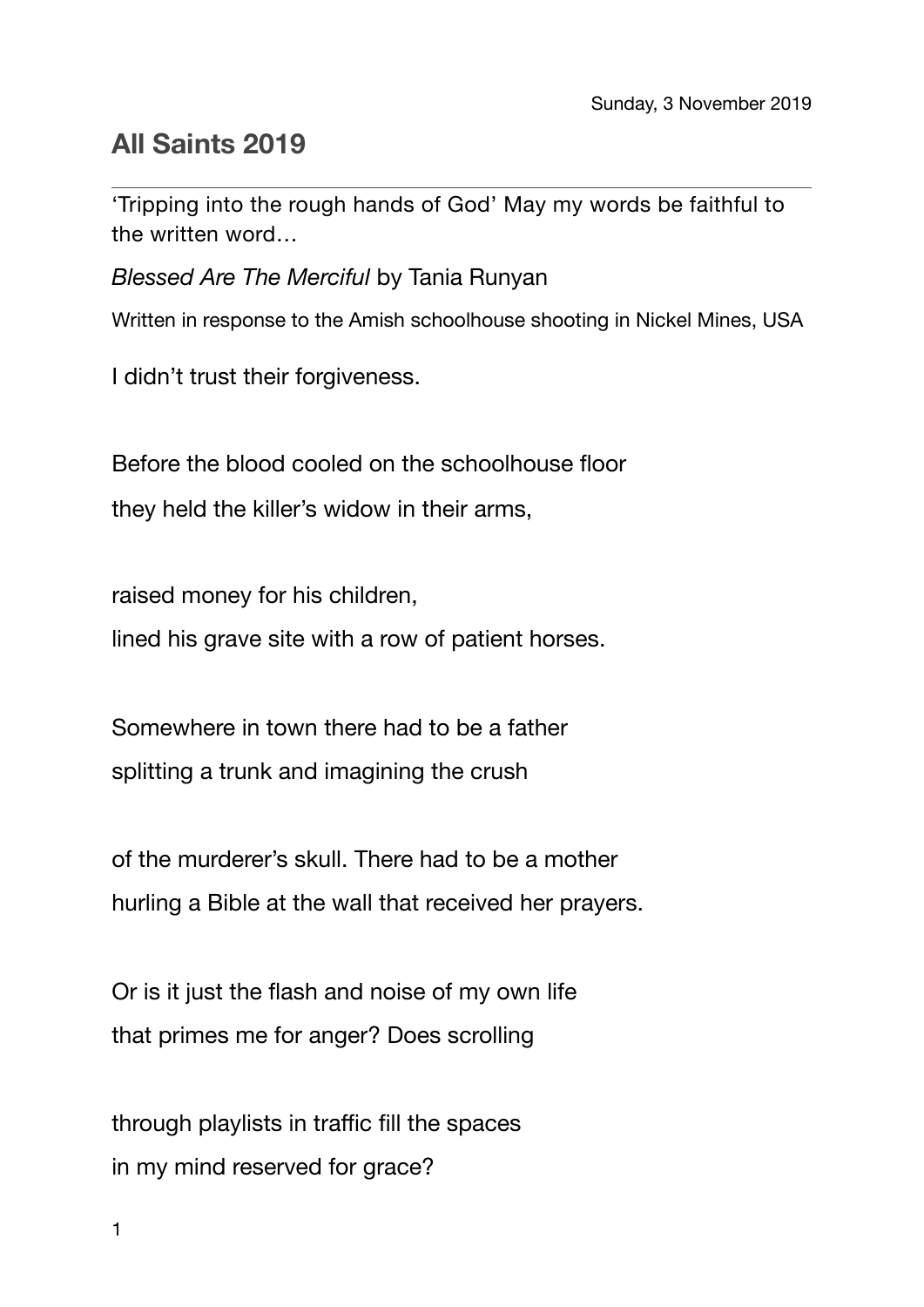Sunday, 3 November 2019

# All Saints 2019

---

'Tripping into the rough hands of God' May my words be faithful to the written word…

*Blessed Are The Merciful* by Tania Runyan

Written in response to the Amish schoolhouse shooting in Nickel Mines, USA

I didn't trust their forgiveness.

Before the blood cooled on the schoolhouse floor
they held the killer's widow in their arms,

raised money for his children,
lined his grave site with a row of patient horses.

Somewhere in town there had to be a father
splitting a trunk and imagining the crush

of the murderer's skull. There had to be a mother
hurling a Bible at the wall that received her prayers.

Or is it just the flash and noise of my own life
that primes me for anger? Does scrolling

through playlists in traffic fill the spaces
in my mind reserved for grace?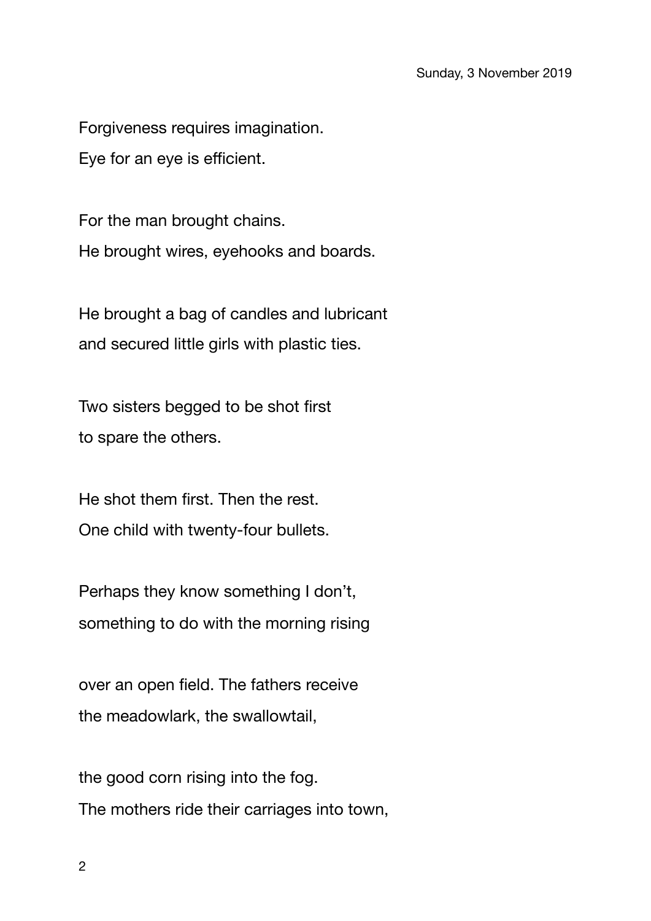Forgiveness requires imagination.
Eye for an eye is efficient.

For the man brought chains.
He brought wires, eyehooks and boards.

He brought a bag of candles and lubricant
and secured little girls with plastic ties.

Two sisters begged to be shot first
to spare the others.

He shot them first. Then the rest.
One child with twenty-four bullets.

Perhaps they know something I don't,
something to do with the morning rising

over an open field. The fathers receive
the meadowlark, the swallowtail,

the good corn rising into the fog.
The mothers ride their carriages into town,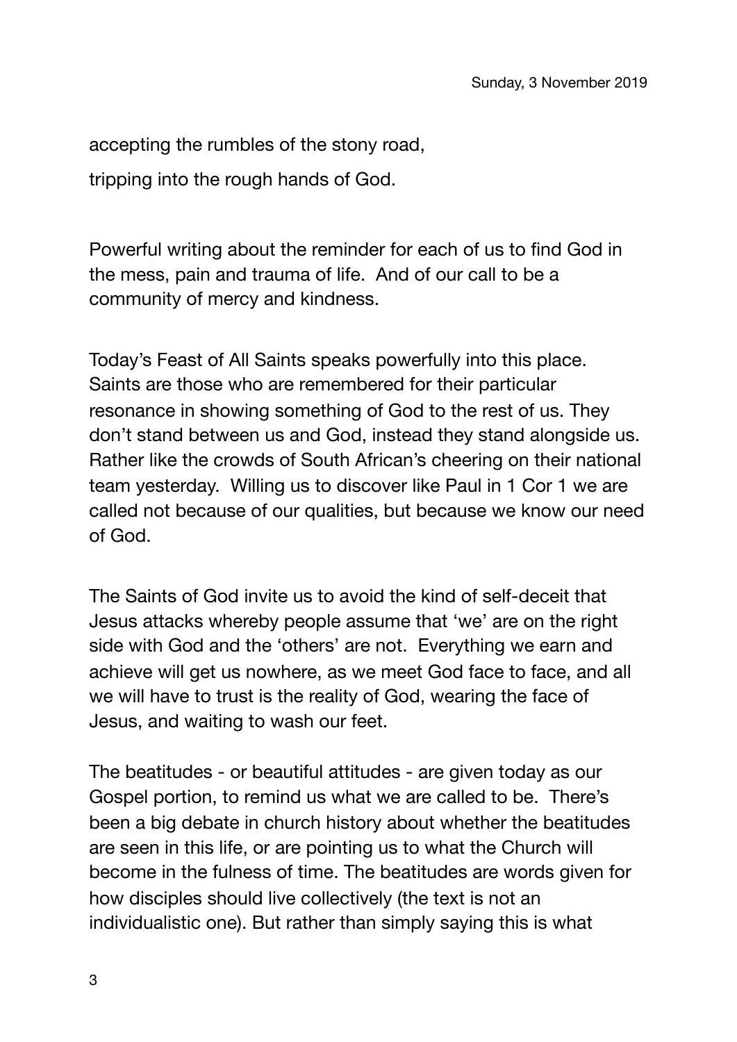accepting the rumbles of the stony road,

tripping into the rough hands of God.

Powerful writing about the reminder for each of us to find God in the mess, pain and trauma of life.  And of our call to be a community of mercy and kindness.

Today's Feast of All Saints speaks powerfully into this place. Saints are those who are remembered for their particular resonance in showing something of God to the rest of us. They don't stand between us and God, instead they stand alongside us. Rather like the crowds of South African's cheering on their national team yesterday.  Willing us to discover like Paul in 1 Cor 1 we are called not because of our qualities, but because we know our need of God.

The Saints of God invite us to avoid the kind of self-deceit that Jesus attacks whereby people assume that 'we' are on the right side with God and the 'others' are not.  Everything we earn and achieve will get us nowhere, as we meet God face to face, and all we will have to trust is the reality of God, wearing the face of Jesus, and waiting to wash our feet.

The beatitudes - or beautiful attitudes - are given today as our Gospel portion, to remind us what we are called to be.  There's been a big debate in church history about whether the beatitudes are seen in this life, or are pointing us to what the Church will become in the fulness of time. The beatitudes are words given for how disciples should live collectively (the text is not an individualistic one). But rather than simply saying this is what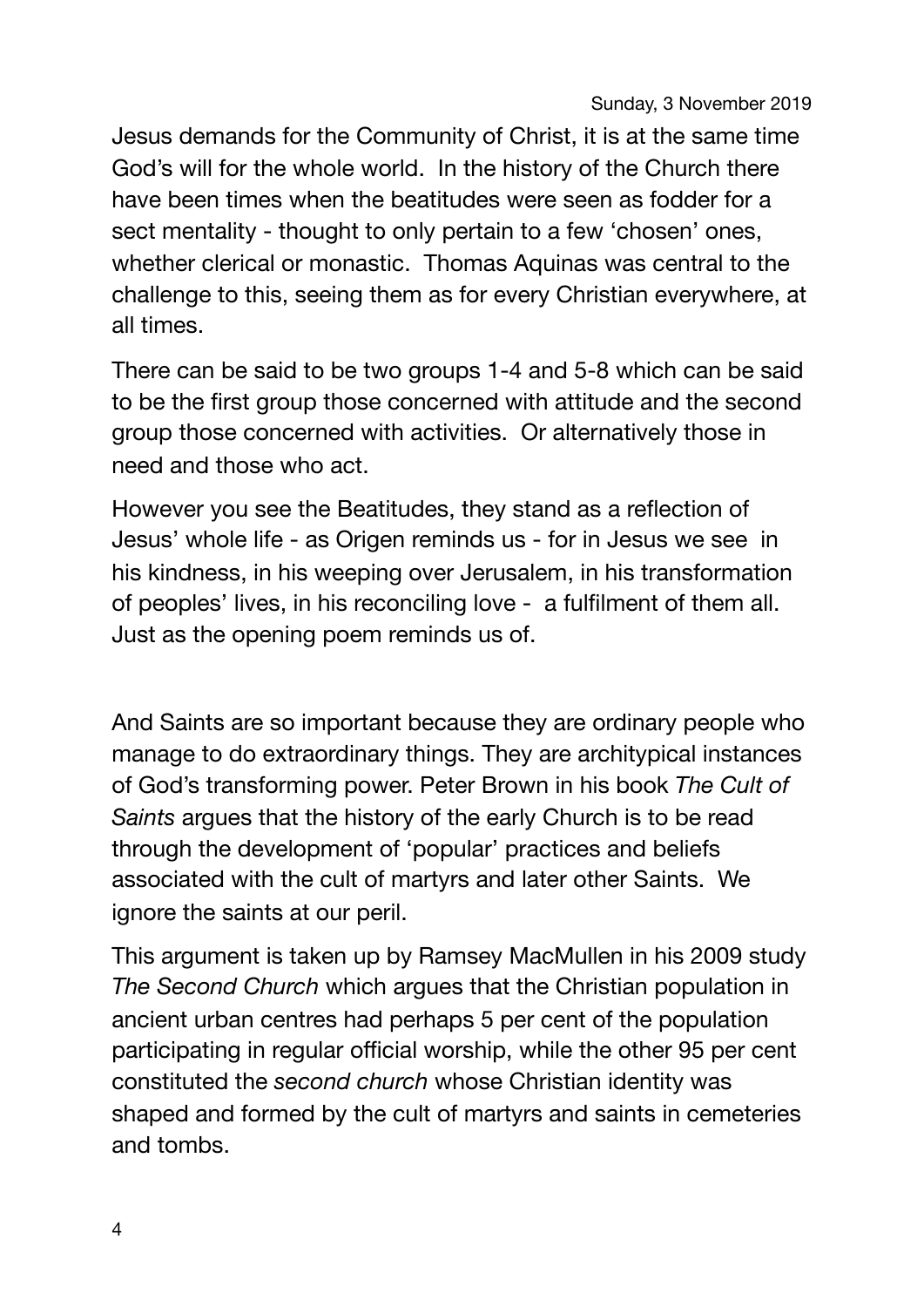Jesus demands for the Community of Christ, it is at the same time God's will for the whole world. In the history of the Church there have been times when the beatitudes were seen as fodder for a sect mentality - thought to only pertain to a few 'chosen' ones, whether clerical or monastic. Thomas Aquinas was central to the challenge to this, seeing them as for every Christian everywhere, at all times.

There can be said to be two groups 1-4 and 5-8 which can be said to be the first group those concerned with attitude and the second group those concerned with activities. Or alternatively those in need and those who act.

However you see the Beatitudes, they stand as a reflection of Jesus' whole life - as Origen reminds us - for in Jesus we see in his kindness, in his weeping over Jerusalem, in his transformation of peoples' lives, in his reconciling love - a fulfilment of them all. Just as the opening poem reminds us of.

And Saints are so important because they are ordinary people who manage to do extraordinary things. They are architypical instances of God's transforming power. Peter Brown in his book *The Cult of Saints* argues that the history of the early Church is to be read through the development of 'popular' practices and beliefs associated with the cult of martyrs and later other Saints. We ignore the saints at our peril.

This argument is taken up by Ramsey MacMullen in his 2009 study *The Second Church* which argues that the Christian population in ancient urban centres had perhaps 5 per cent of the population participating in regular official worship, while the other 95 per cent constituted the *second church* whose Christian identity was shaped and formed by the cult of martyrs and saints in cemeteries and tombs.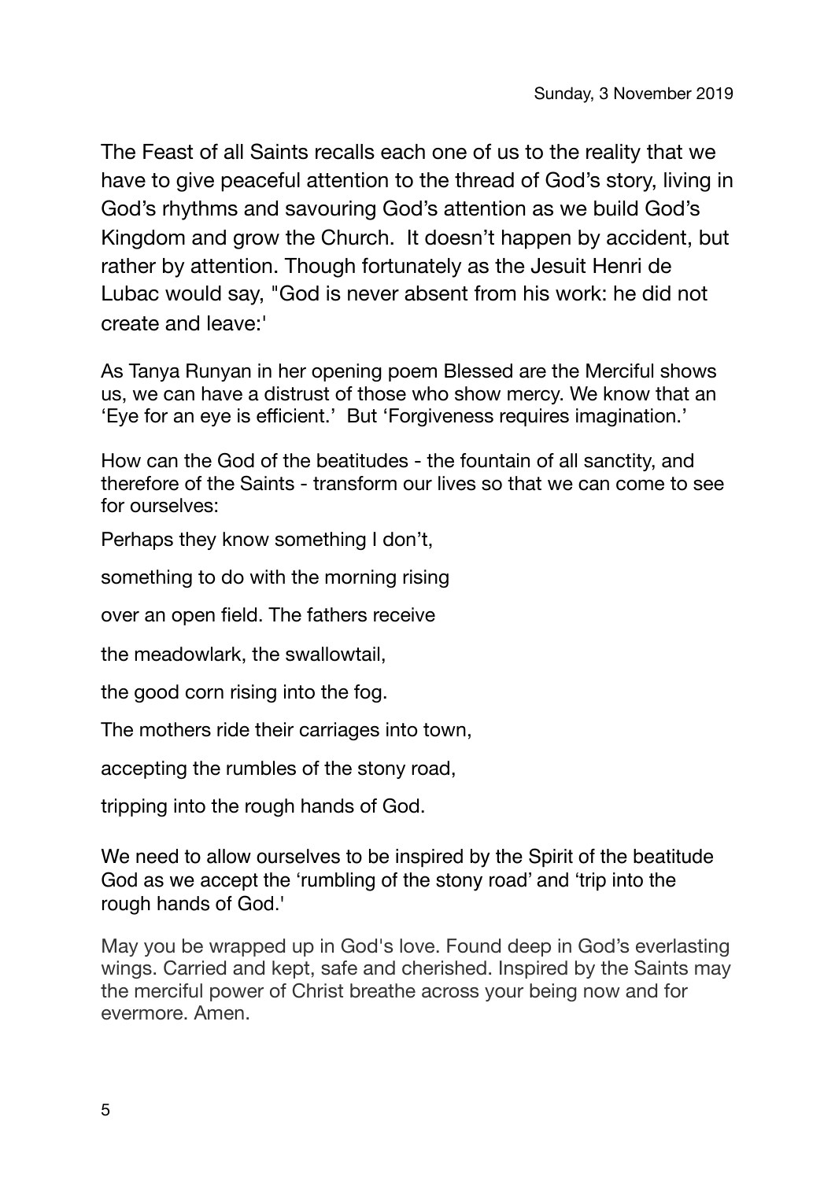Sunday, 3 November 2019

The Feast of all Saints recalls each one of us to the reality that we have to give peaceful attention to the thread of God's story, living in God's rhythms and savouring God's attention as we build God's Kingdom and grow the Church. It doesn't happen by accident, but rather by attention. Though fortunately as the Jesuit Henri de Lubac would say, "God is never absent from his work: he did not create and leave:'

As Tanya Runyan in her opening poem Blessed are the Merciful shows us, we can have a distrust of those who show mercy. We know that an 'Eye for an eye is efficient.' But 'Forgiveness requires imagination.'

How can the God of the beatitudes - the fountain of all sanctity, and therefore of the Saints - transform our lives so that we can come to see for ourselves:

Perhaps they know something I don't,

something to do with the morning rising

over an open field. The fathers receive

the meadowlark, the swallowtail,

the good corn rising into the fog.

The mothers ride their carriages into town,

accepting the rumbles of the stony road,

tripping into the rough hands of God.

We need to allow ourselves to be inspired by the Spirit of the beatitude God as we accept the 'rumbling of the stony road' and 'trip into the rough hands of God.'

May you be wrapped up in God's love. Found deep in God's everlasting wings. Carried and kept, safe and cherished. Inspired by the Saints may the merciful power of Christ breathe across your being now and for evermore. Amen.